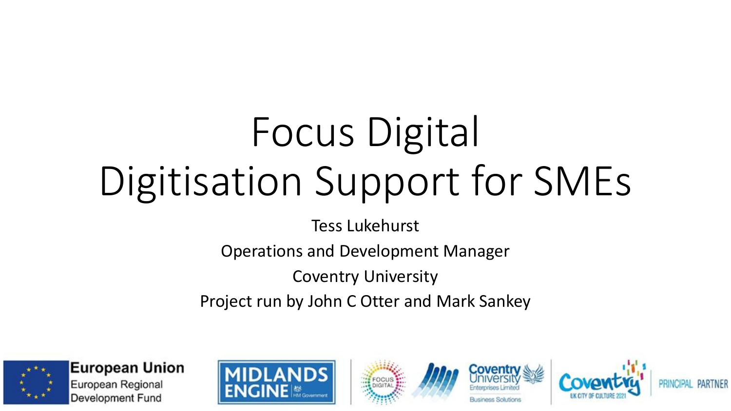# Focus Digital
# Digitisation Support for SMEs

Tess Lukehurst

Operations and Development Manager

Coventry University

Project run by John C Otter and Mark Sankey

European Union
European Regional Development Fund

MIDLANDS ENGINE HM Government

FOCUS DIGITAL

Coventry University Enterprises Limited
Business Solutions

Coventry UK City of Culture 2021

PRINCIPAL PARTNER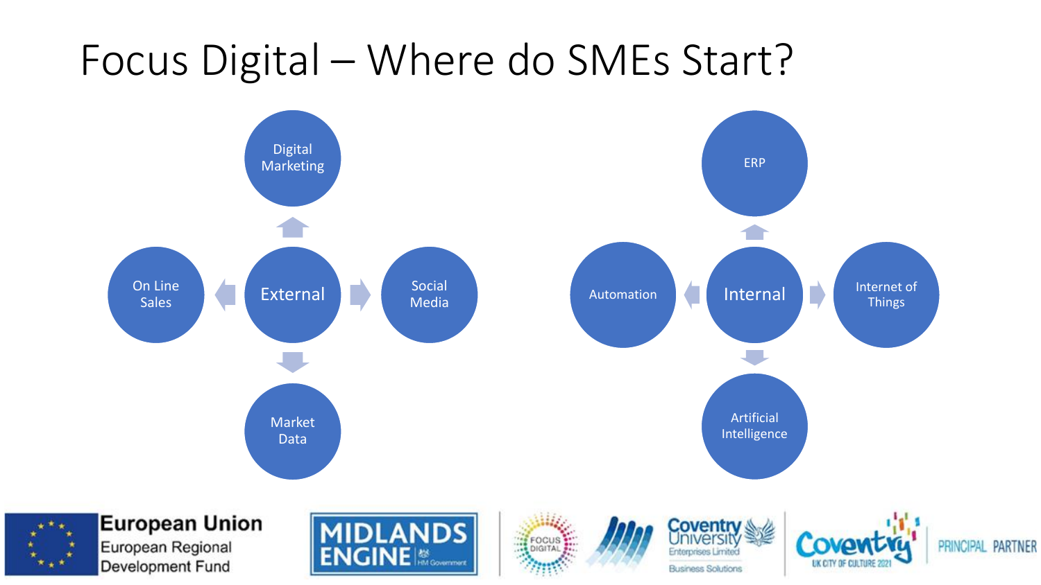# Focus Digital – Where do SMEs Start?

**External**
- Digital Marketing
- Social Media
- Market Data
- On Line Sales

**Internal**
- ERP
- Internet of Things
- Artificial Intelligence
- Automation

European Union
European Regional Development Fund

MIDLANDS ENGINE

Coventry University Enterprises Limited
Business Solutions

Coventry UK City of Culture 2021

PRINCIPAL PARTNER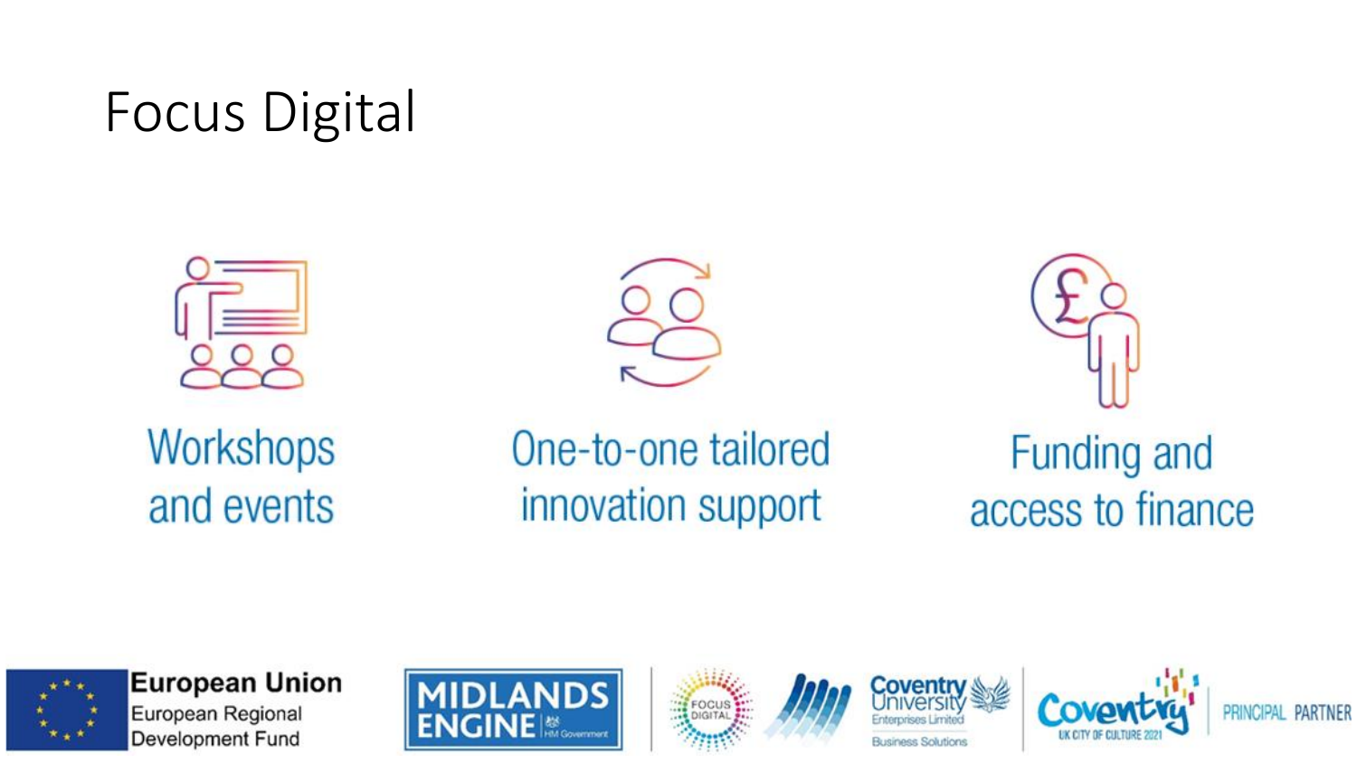# Focus Digital

Workshops and events

One-to-one tailored innovation support

Funding and access to finance

European Union
European Regional Development Fund

MIDLANDS ENGINE HM Government

FOCUS DIGITAL

Coventry University Enterprises Limited
Business Solutions

Coventry UK CITY OF CULTURE 2021

PRINCIPAL PARTNER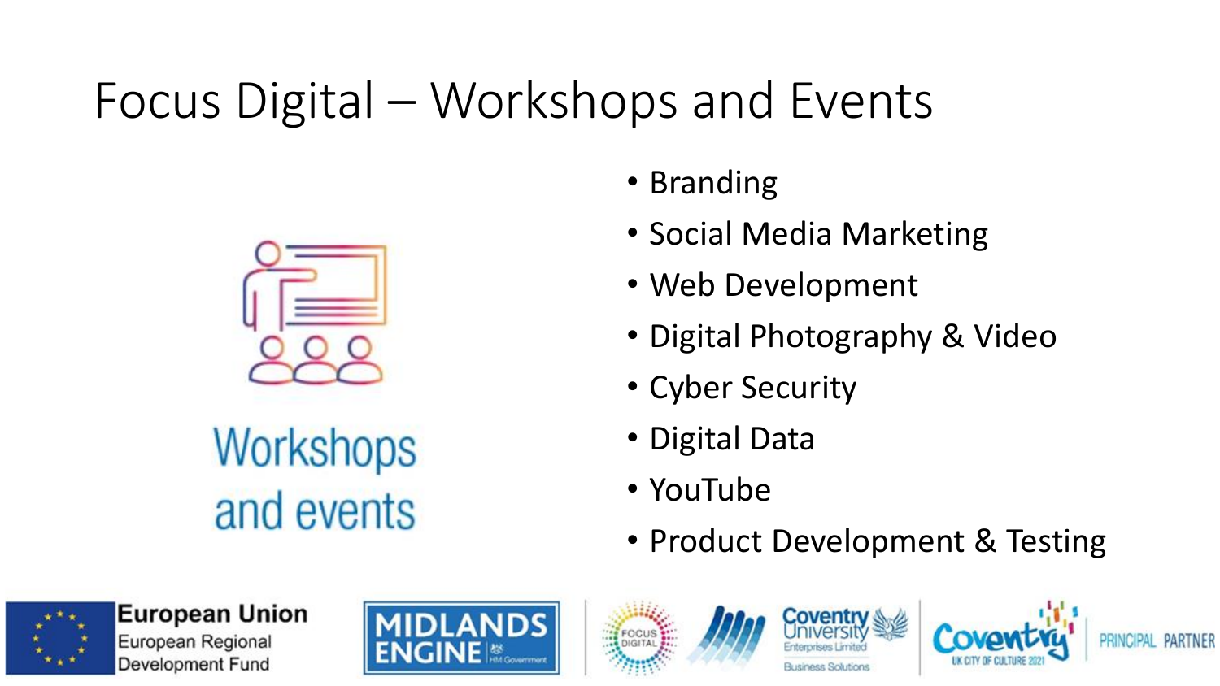# Focus Digital – Workshops and Events

Workshops and events

- Branding
- Social Media Marketing
- Web Development
- Digital Photography & Video
- Cyber Security
- Digital Data
- YouTube
- Product Development & Testing

European Union European Regional Development Fund | MIDLANDS ENGINE HM Government | FOCUS DIGITAL | Coventry University Enterprises Limited Business Solutions | Coventry UK City of Culture 2021 PRINCIPAL PARTNER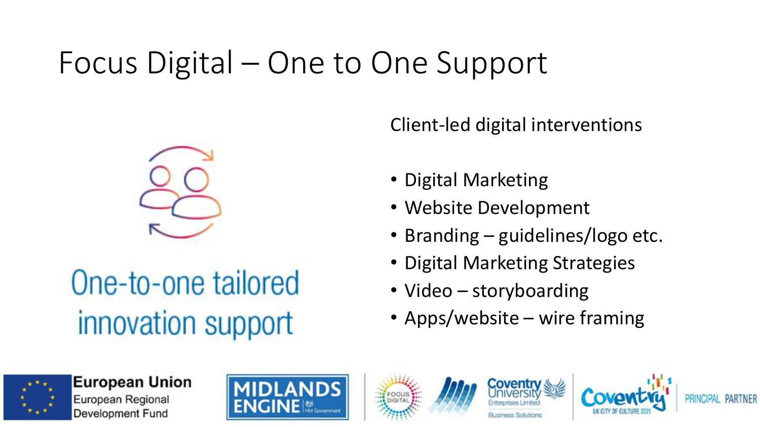# Focus Digital – One to One Support

One-to-one tailored innovation support

Client-led digital interventions

- Digital Marketing
- Website Development
- Branding – guidelines/logo etc.
- Digital Marketing Strategies
- Video – storyboarding
- Apps/website – wire framing

European Union European Regional Development Fund

MIDLANDS ENGINE HM Government

FOCUS DIGITAL

Coventry University Enterprises Limited Business Solutions

Coventry UK CITY OF CULTURE 2021 PRINCIPAL PARTNER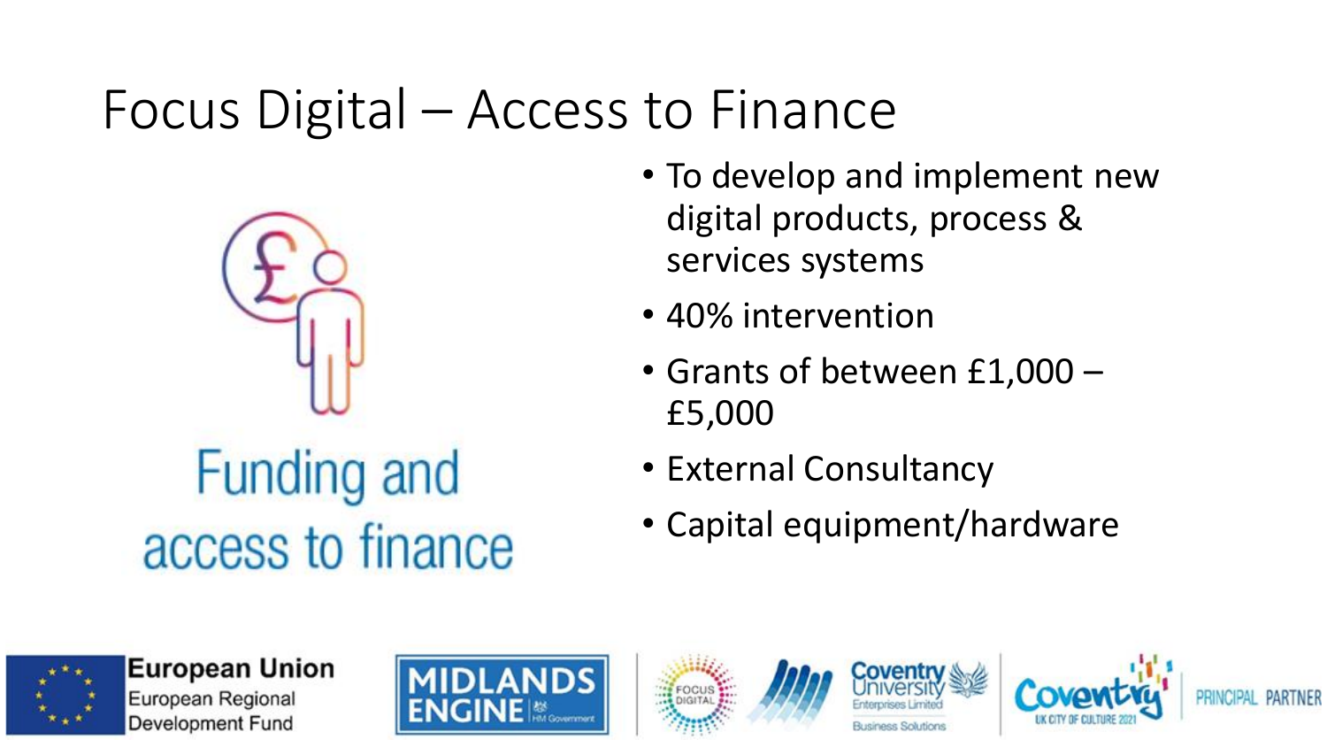# Focus Digital – Access to Finance

Funding and access to finance

- To develop and implement new digital products, process & services systems
- 40% intervention
- Grants of between £1,000 – £5,000
- External Consultancy
- Capital equipment/hardware

European Union European Regional Development Fund

MIDLANDS ENGINE HM Government

FOCUS DIGITAL

Coventry University Enterprises Limited Business Solutions

Coventry UK City of Culture 2021 PRINCIPAL PARTNER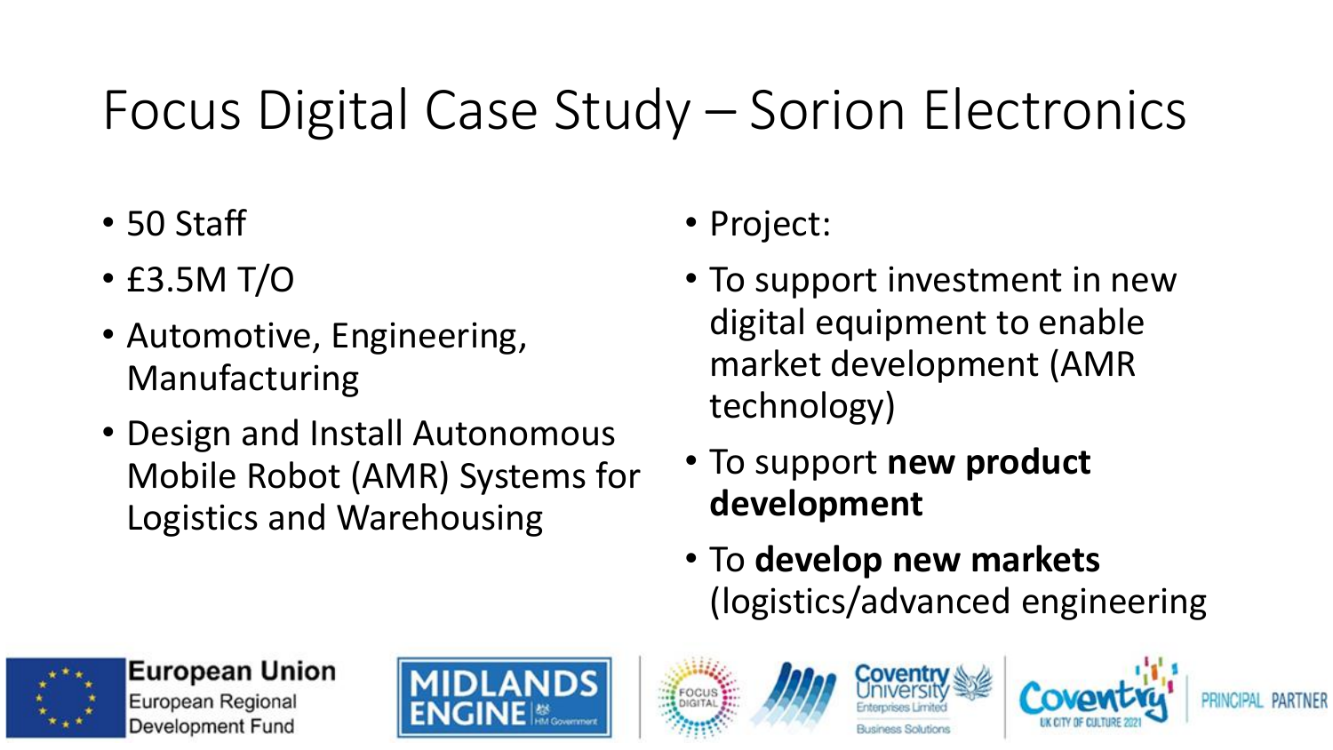# Focus Digital Case Study – Sorion Electronics

- 50 Staff
- £3.5M T/O
- Automotive, Engineering, Manufacturing
- Design and Install Autonomous Mobile Robot (AMR) Systems for Logistics and Warehousing

- Project:
- To support investment in new digital equipment to enable market development (AMR technology)
- To support **new product development**
- To **develop new markets** (logistics/advanced engineering

European Union European Regional Development Fund | MIDLANDS ENGINE HM Government | FOCUS DIGITAL | Coventry University Enterprises Limited Business Solutions | Coventry UK City of Culture 2021 PRINCIPAL PARTNER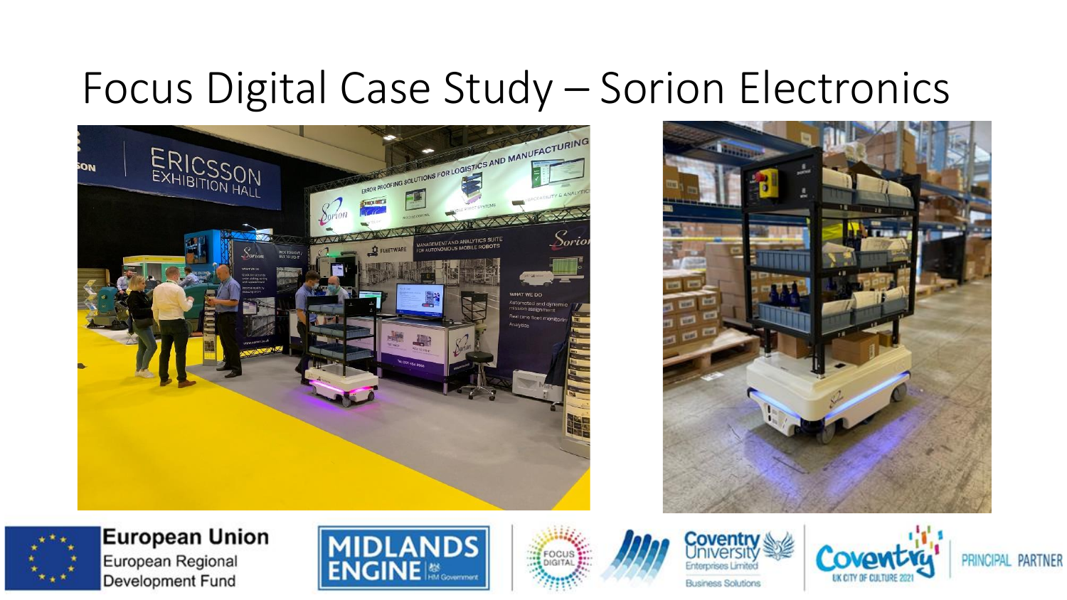# Focus Digital Case Study – Sorion Electronics

European Union
European Regional Development Fund

MIDLANDS ENGINE HM Government

FOCUS DIGITAL

Coventry University Enterprises Limited
Business Solutions

Coventry UK CITY OF CULTURE 2021 PRINCIPAL PARTNER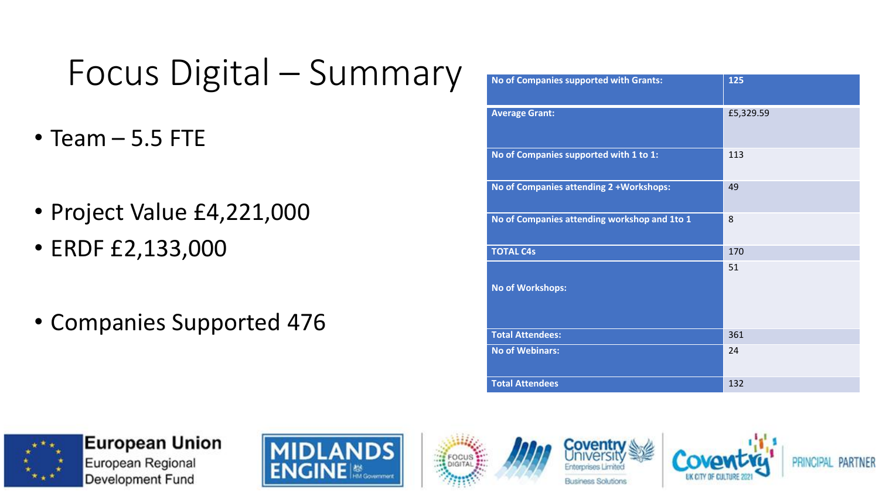# Focus Digital – Summary

- Team – 5.5 FTE
- Project Value £4,221,000
- ERDF £2,133,000
- Companies Supported 476

| | |
|---|---|
| **No of Companies supported with Grants:** | **125** |
| **Average Grant:** | £5,329.59 |
| **No of Companies supported with 1 to 1:** | 113 |
| **No of Companies attending 2 +Workshops:** | 49 |
| **No of Companies attending workshop and 1to 1** | 8 |
| **TOTAL C4s** | 170 |
| **No of Workshops:** | 51 |
| **Total Attendees:** | 361 |
| **No of Webinars:** | 24 |
| **Total Attendees** | 132 |

European Union
European Regional Development Fund

MIDLANDS ENGINE HM Government

FOCUS DIGITAL

Coventry University Enterprises Limited Business Solutions

Coventry UK CITY OF CULTURE 2021 PRINCIPAL PARTNER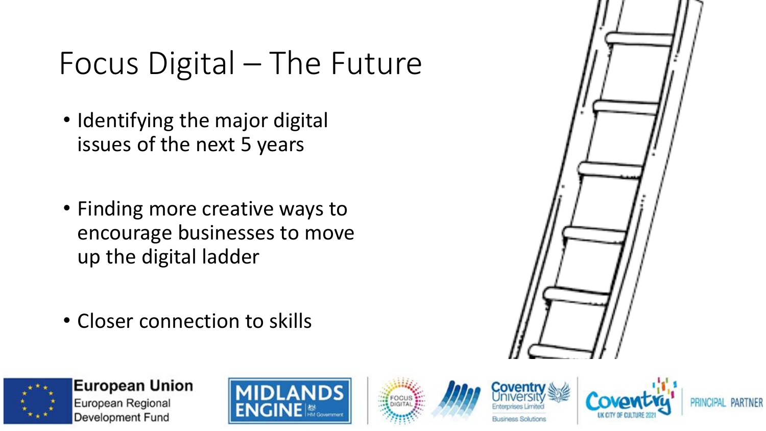# Focus Digital – The Future

- Identifying the major digital issues of the next 5 years
- Finding more creative ways to encourage businesses to move up the digital ladder
- Closer connection to skills